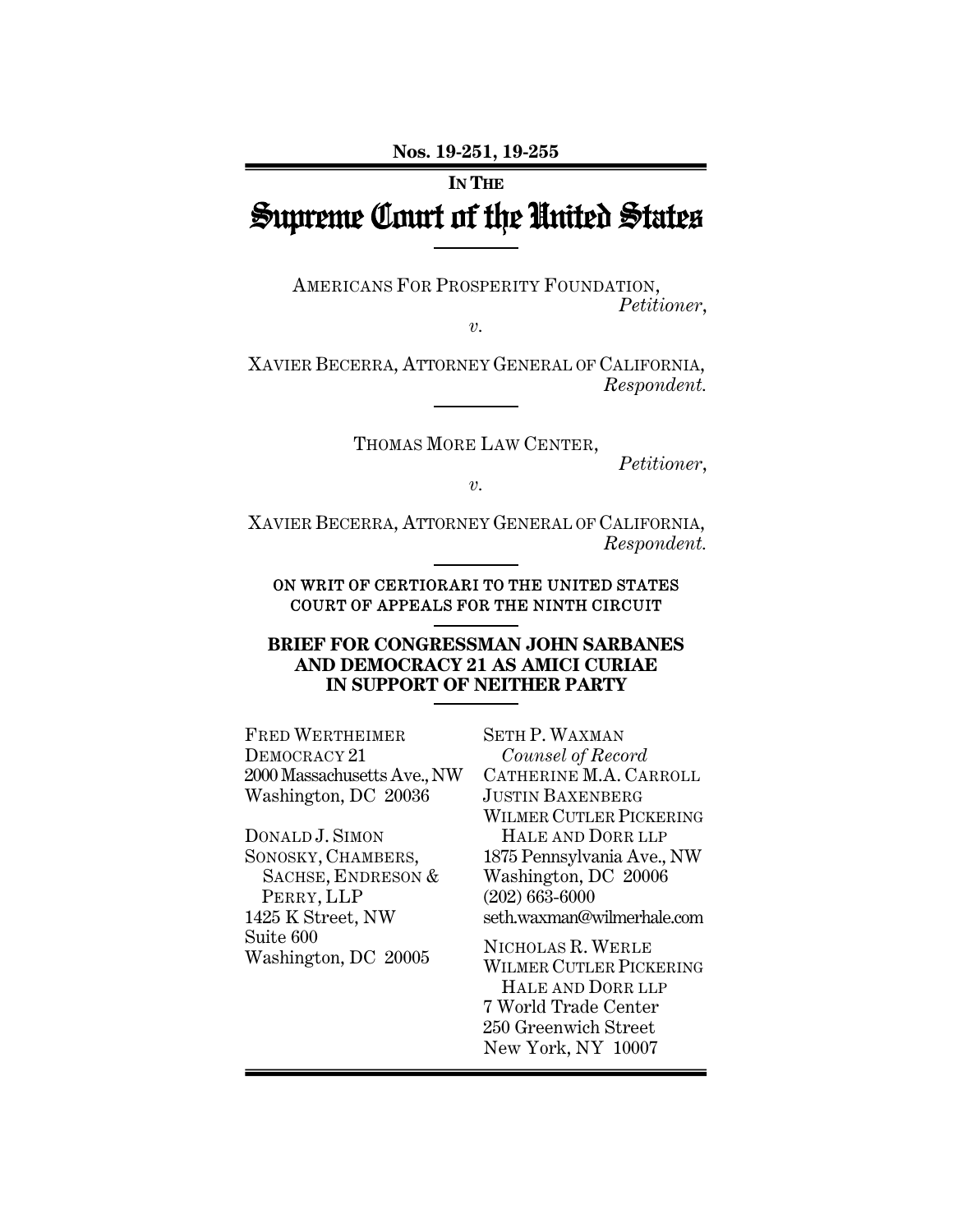Nos. 19-251, 19-255

IN THE

# Supreme Court of the United States

AMERICANS FOR PROSPERITY FOUNDATION,
*Petitioner*,

*v.*

XAVIER BECERRA, ATTORNEY GENERAL OF CALIFORNIA,
*Respondent.*

THOMAS MORE LAW CENTER,
*Petitioner*,

*v.*

XAVIER BECERRA, ATTORNEY GENERAL OF CALIFORNIA,
*Respondent.*

ON WRIT OF CERTIORARI TO THE UNITED STATES COURT OF APPEALS FOR THE NINTH CIRCUIT

**BRIEF FOR CONGRESSMAN JOHN SARBANES AND DEMOCRACY 21 AS AMICI CURIAE IN SUPPORT OF NEITHER PARTY**

FRED WERTHEIMER
DEMOCRACY 21
2000 Massachusetts Ave., NW
Washington, DC 20036

DONALD J. SIMON
SONOSKY, CHAMBERS, SACHSE, ENDRESON & PERRY, LLP
1425 K Street, NW
Suite 600
Washington, DC 20005

SETH P. WAXMAN
*Counsel of Record*
CATHERINE M.A. CARROLL
JUSTIN BAXENBERG
WILMER CUTLER PICKERING HALE AND DORR LLP
1875 Pennsylvania Ave., NW
Washington, DC 20006
(202) 663-6000
seth.waxman@wilmerhale.com

NICHOLAS R. WERLE
WILMER CUTLER PICKERING HALE AND DORR LLP
7 World Trade Center
250 Greenwich Street
New York, NY 10007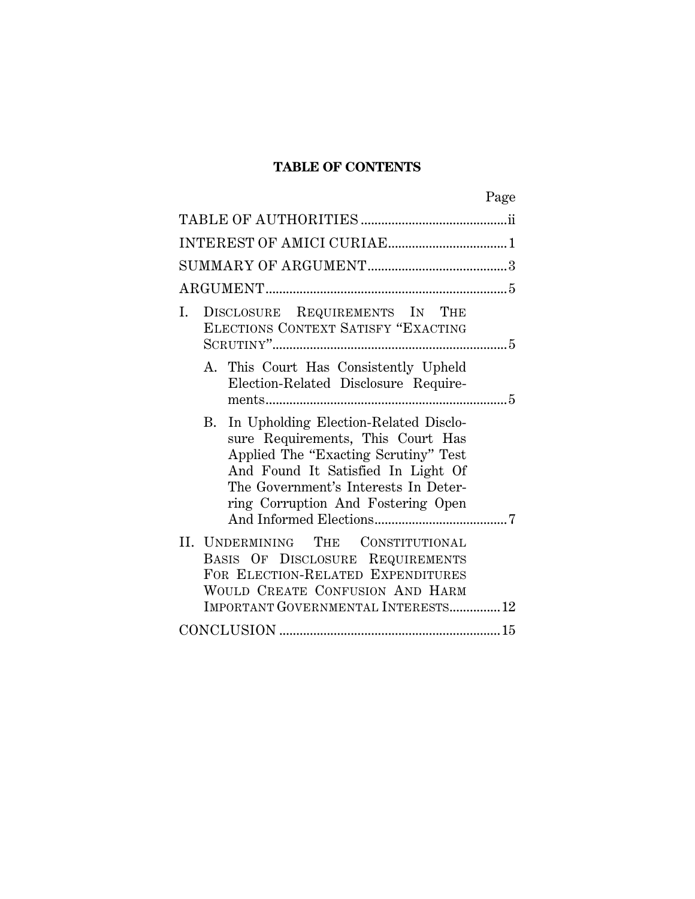**TABLE OF CONTENTS**

| | Page |
|---|---|
| TABLE OF AUTHORITIES | ii |
| INTEREST OF AMICI CURIAE | 1 |
| SUMMARY OF ARGUMENT | 3 |
| ARGUMENT | 5 |
| I. DISCLOSURE REQUIREMENTS IN THE ELECTIONS CONTEXT SATISFY "EXACTING SCRUTINY" | 5 |
| A. This Court Has Consistently Upheld Election-Related Disclosure Requirements | 5 |
| B. In Upholding Election-Related Disclosure Requirements, This Court Has Applied The "Exacting Scrutiny" Test And Found It Satisfied In Light Of The Government's Interests In Deterring Corruption And Fostering Open And Informed Elections | 7 |
| II. UNDERMINING THE CONSTITUTIONAL BASIS OF DISCLOSURE REQUIREMENTS FOR ELECTION-RELATED EXPENDITURES WOULD CREATE CONFUSION AND HARM IMPORTANT GOVERNMENTAL INTERESTS | 12 |
| CONCLUSION | 15 |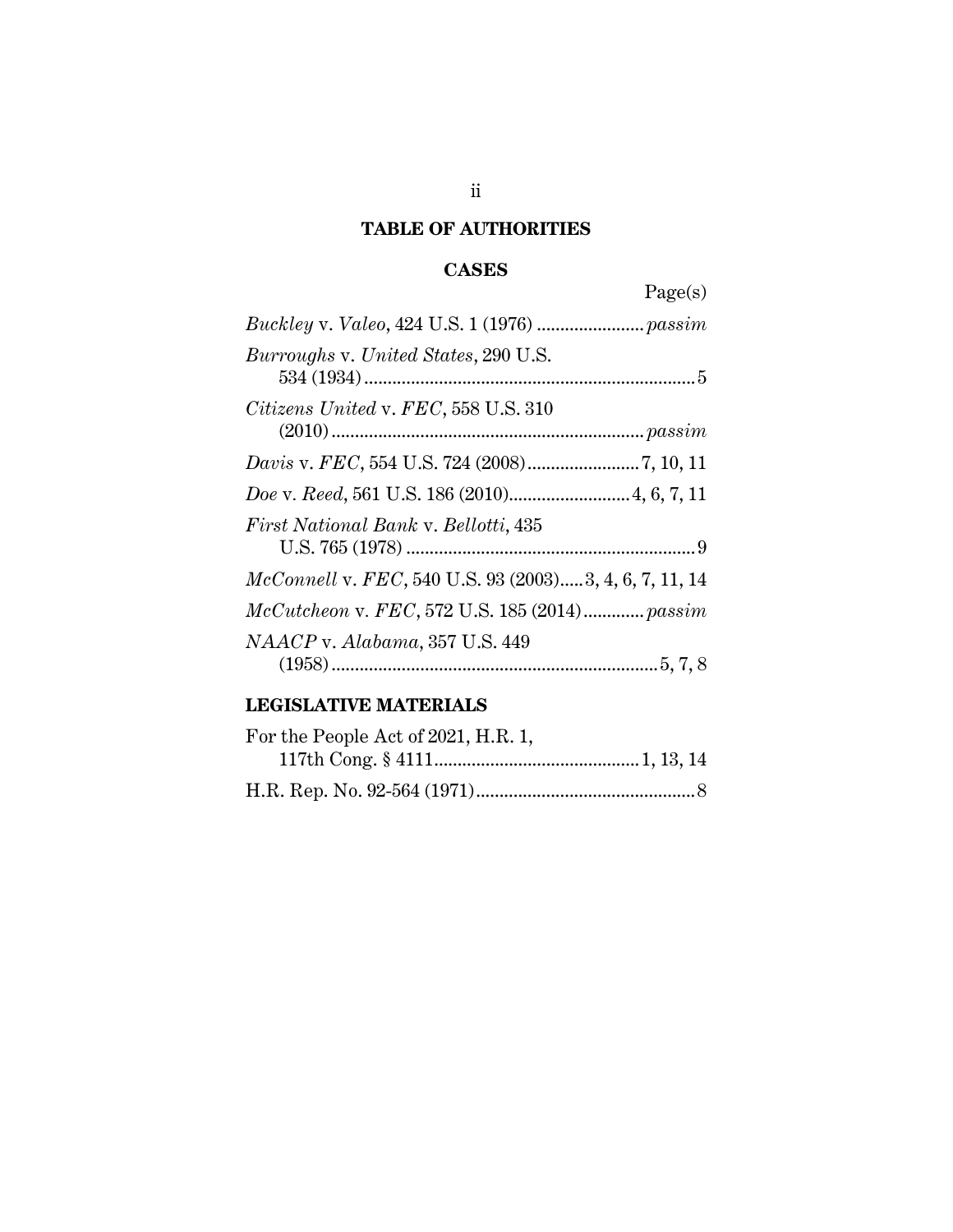# TABLE OF AUTHORITIES

## CASES

Page(s)

*Buckley* v. *Valeo*, 424 U.S. 1 (1976) ....................... *passim*

*Burroughs* v. *United States*, 290 U.S. 534 (1934) ....................................................................... 5

*Citizens United* v. *FEC*, 558 U.S. 310 (2010) ................................................................... *passim*

*Davis* v. *FEC*, 554 U.S. 724 (2008) ........................ 7, 10, 11

*Doe* v. *Reed*, 561 U.S. 186 (2010) .......................... 4, 6, 7, 11

*First National Bank* v. *Bellotti*, 435 U.S. 765 (1978) .............................................................. 9

*McConnell* v. *FEC*, 540 U.S. 93 (2003) ..... 3, 4, 6, 7, 11, 14

*McCutcheon* v. *FEC*, 572 U.S. 185 (2014) ............. *passim*

*NAACP* v. *Alabama*, 357 U.S. 449 (1958) ...................................................................... 5, 7, 8

## LEGISLATIVE MATERIALS

For the People Act of 2021, H.R. 1, 117th Cong. § 4111 ............................................ 1, 13, 14

H.R. Rep. No. 92-564 (1971) ............................................... 8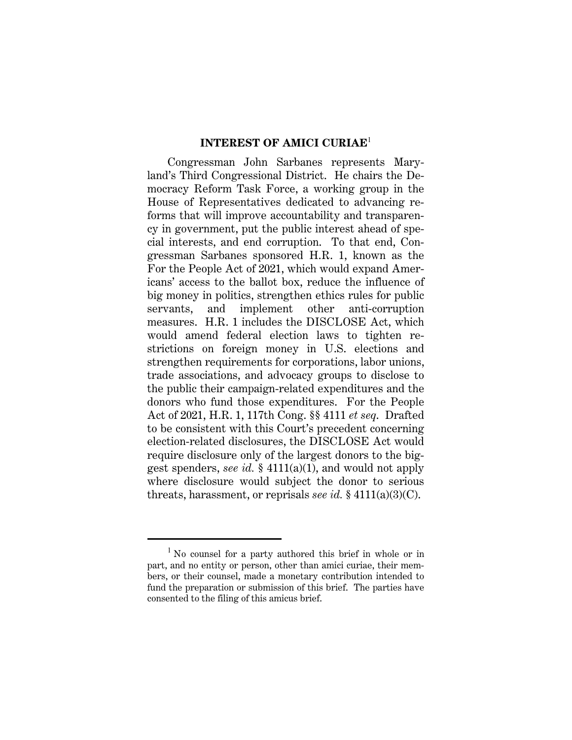## INTEREST OF AMICI CURIAE[1]

Congressman John Sarbanes represents Maryland's Third Congressional District. He chairs the Democracy Reform Task Force, a working group in the House of Representatives dedicated to advancing reforms that will improve accountability and transparency in government, put the public interest ahead of special interests, and end corruption. To that end, Congressman Sarbanes sponsored H.R. 1, known as the For the People Act of 2021, which would expand Americans' access to the ballot box, reduce the influence of big money in politics, strengthen ethics rules for public servants, and implement other anti-corruption measures. H.R. 1 includes the DISCLOSE Act, which would amend federal election laws to tighten restrictions on foreign money in U.S. elections and strengthen requirements for corporations, labor unions, trade associations, and advocacy groups to disclose to the public their campaign-related expenditures and the donors who fund those expenditures. For the People Act of 2021, H.R. 1, 117th Cong. §§ 4111 *et seq*. Drafted to be consistent with this Court's precedent concerning election-related disclosures, the DISCLOSE Act would require disclosure only of the largest donors to the biggest spenders, *see id.* § 4111(a)(1), and would not apply where disclosure would subject the donor to serious threats, harassment, or reprisals *see id.* § 4111(a)(3)(C).

---

[1] No counsel for a party authored this brief in whole or in part, and no entity or person, other than amici curiae, their members, or their counsel, made a monetary contribution intended to fund the preparation or submission of this brief. The parties have consented to the filing of this amicus brief.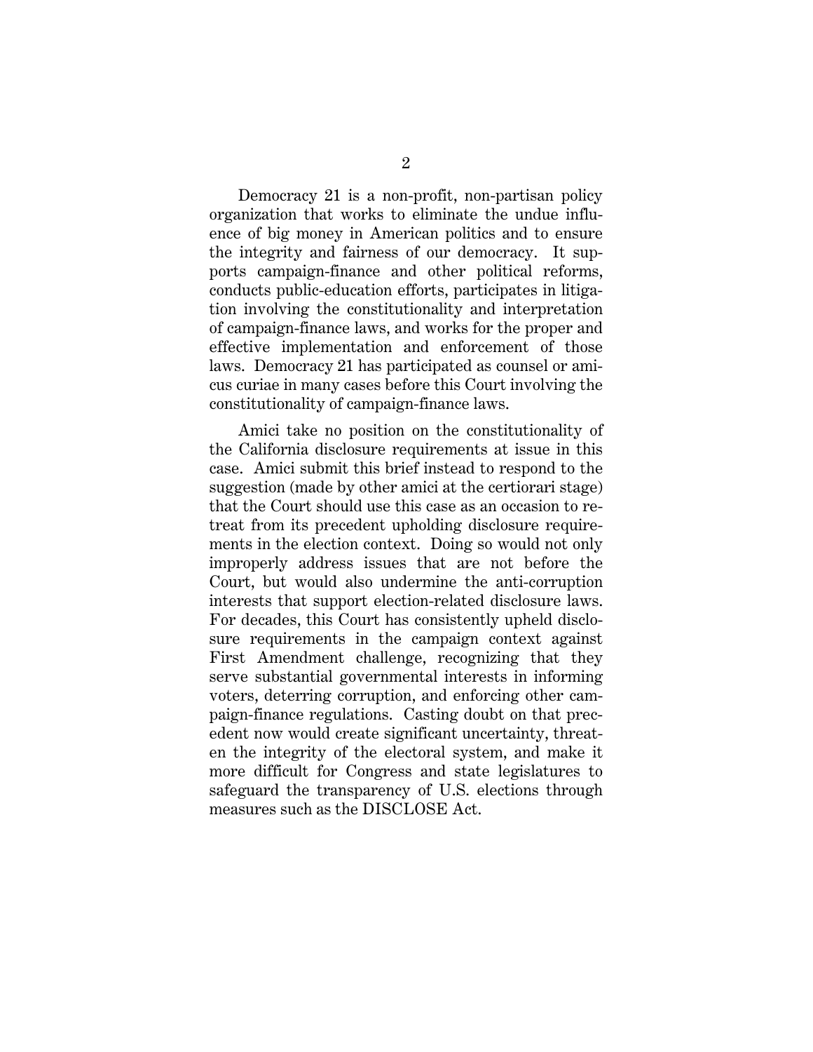Democracy 21 is a non-profit, non-partisan policy organization that works to eliminate the undue influence of big money in American politics and to ensure the integrity and fairness of our democracy. It supports campaign-finance and other political reforms, conducts public-education efforts, participates in litigation involving the constitutionality and interpretation of campaign-finance laws, and works for the proper and effective implementation and enforcement of those laws. Democracy 21 has participated as counsel or amicus curiae in many cases before this Court involving the constitutionality of campaign-finance laws.

Amici take no position on the constitutionality of the California disclosure requirements at issue in this case. Amici submit this brief instead to respond to the suggestion (made by other amici at the certiorari stage) that the Court should use this case as an occasion to retreat from its precedent upholding disclosure requirements in the election context. Doing so would not only improperly address issues that are not before the Court, but would also undermine the anti-corruption interests that support election-related disclosure laws. For decades, this Court has consistently upheld disclosure requirements in the campaign context against First Amendment challenge, recognizing that they serve substantial governmental interests in informing voters, deterring corruption, and enforcing other campaign-finance regulations. Casting doubt on that precedent now would create significant uncertainty, threaten the integrity of the electoral system, and make it more difficult for Congress and state legislatures to safeguard the transparency of U.S. elections through measures such as the DISCLOSE Act.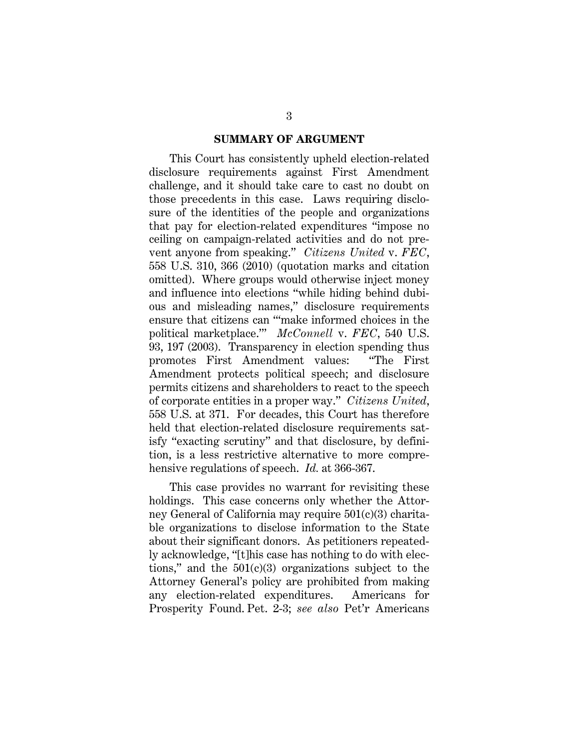## SUMMARY OF ARGUMENT

This Court has consistently upheld election-related disclosure requirements against First Amendment challenge, and it should take care to cast no doubt on those precedents in this case. Laws requiring disclosure of the identities of the people and organizations that pay for election-related expenditures "impose no ceiling on campaign-related activities and do not prevent anyone from speaking." *Citizens United* v. *FEC*, 558 U.S. 310, 366 (2010) (quotation marks and citation omitted). Where groups would otherwise inject money and influence into elections "while hiding behind dubious and misleading names," disclosure requirements ensure that citizens can "'make informed choices in the political marketplace.'" *McConnell* v. *FEC*, 540 U.S. 93, 197 (2003). Transparency in election spending thus promotes First Amendment values: "The First Amendment protects political speech; and disclosure permits citizens and shareholders to react to the speech of corporate entities in a proper way." *Citizens United*, 558 U.S. at 371. For decades, this Court has therefore held that election-related disclosure requirements satisfy "exacting scrutiny" and that disclosure, by definition, is a less restrictive alternative to more comprehensive regulations of speech. *Id.* at 366-367.

This case provides no warrant for revisiting these holdings. This case concerns only whether the Attorney General of California may require 501(c)(3) charitable organizations to disclose information to the State about their significant donors. As petitioners repeatedly acknowledge, "[t]his case has nothing to do with elections," and the 501(c)(3) organizations subject to the Attorney General's policy are prohibited from making any election-related expenditures. Americans for Prosperity Found. Pet. 2-3; *see also* Pet'r Americans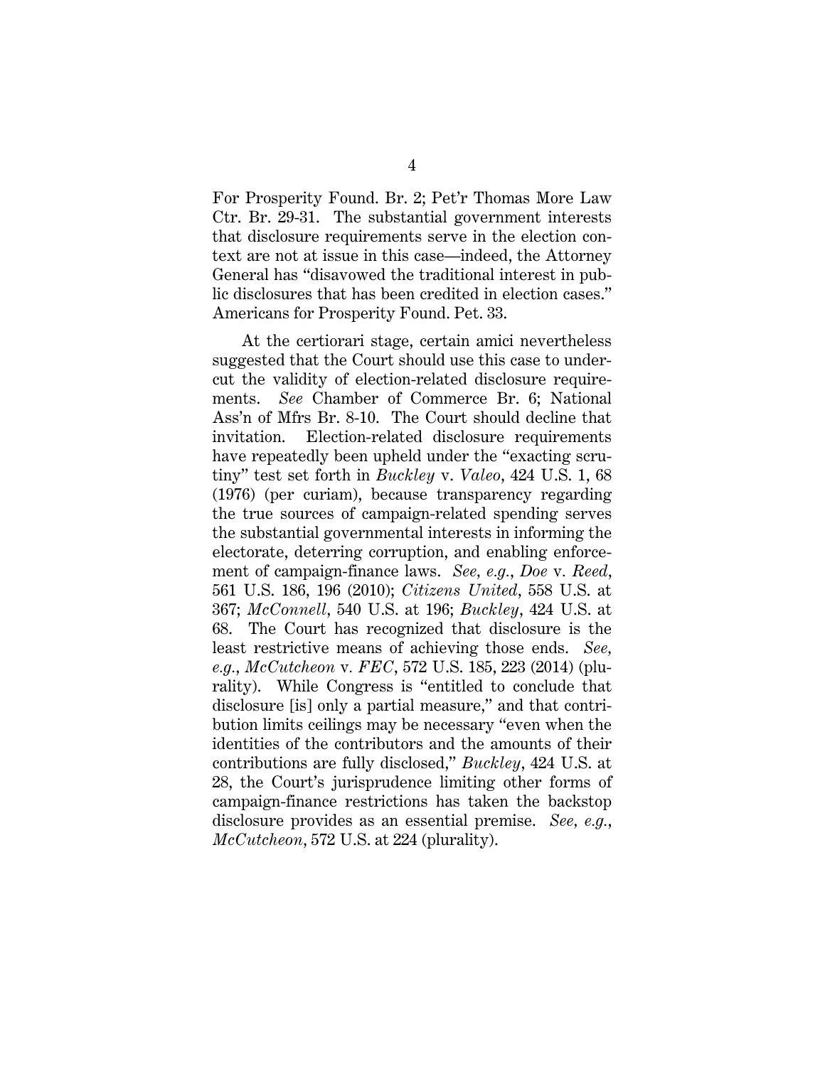For Prosperity Found. Br. 2; Pet'r Thomas More Law Ctr. Br. 29-31. The substantial government interests that disclosure requirements serve in the election context are not at issue in this case—indeed, the Attorney General has "disavowed the traditional interest in public disclosures that has been credited in election cases." Americans for Prosperity Found. Pet. 33.

At the certiorari stage, certain amici nevertheless suggested that the Court should use this case to undercut the validity of election-related disclosure requirements. *See* Chamber of Commerce Br. 6; National Ass'n of Mfrs Br. 8-10. The Court should decline that invitation. Election-related disclosure requirements have repeatedly been upheld under the "exacting scrutiny" test set forth in *Buckley* v. *Valeo*, 424 U.S. 1, 68 (1976) (per curiam), because transparency regarding the true sources of campaign-related spending serves the substantial governmental interests in informing the electorate, deterring corruption, and enabling enforcement of campaign-finance laws. *See, e.g.*, *Doe* v. *Reed*, 561 U.S. 186, 196 (2010); *Citizens United*, 558 U.S. at 367; *McConnell*, 540 U.S. at 196; *Buckley*, 424 U.S. at 68. The Court has recognized that disclosure is the least restrictive means of achieving those ends. *See, e.g.*, *McCutcheon* v. *FEC*, 572 U.S. 185, 223 (2014) (plurality). While Congress is "entitled to conclude that disclosure [is] only a partial measure," and that contribution limits ceilings may be necessary "even when the identities of the contributors and the amounts of their contributions are fully disclosed," *Buckley*, 424 U.S. at 28, the Court's jurisprudence limiting other forms of campaign-finance restrictions has taken the backstop disclosure provides as an essential premise. *See, e.g.*, *McCutcheon*, 572 U.S. at 224 (plurality).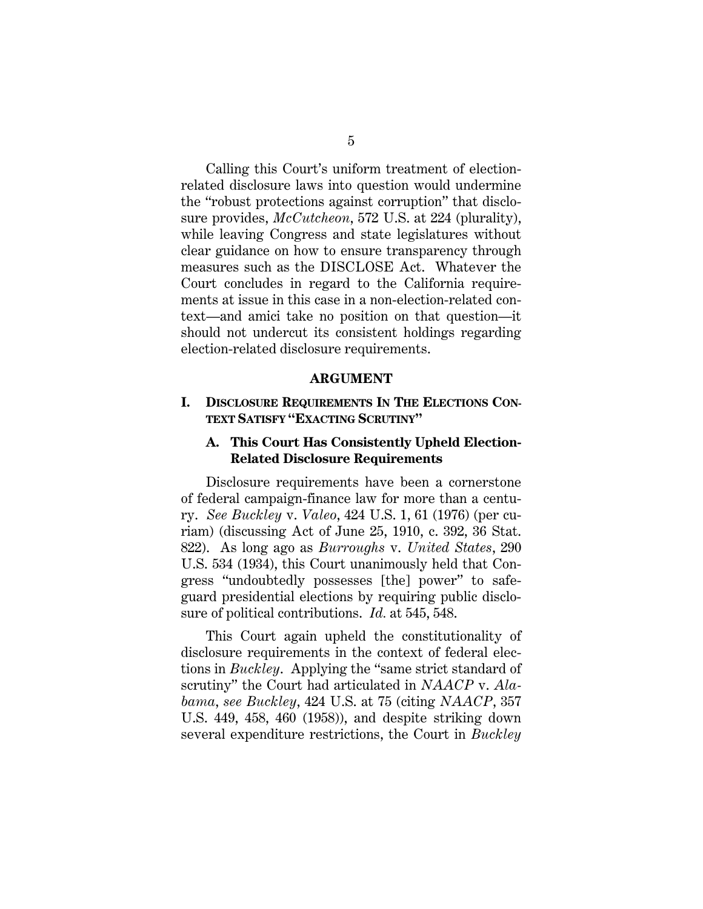Calling this Court's uniform treatment of election-related disclosure laws into question would undermine the "robust protections against corruption" that disclosure provides, *McCutcheon*, 572 U.S. at 224 (plurality), while leaving Congress and state legislatures without clear guidance on how to ensure transparency through measures such as the DISCLOSE Act. Whatever the Court concludes in regard to the California requirements at issue in this case in a non-election-related context—and amici take no position on that question—it should not undercut its consistent holdings regarding election-related disclosure requirements.

## ARGUMENT

### I. Disclosure Requirements In The Elections Context Satisfy "Exacting Scrutiny"

#### A. This Court Has Consistently Upheld Election-Related Disclosure Requirements

Disclosure requirements have been a cornerstone of federal campaign-finance law for more than a century. *See Buckley* v. *Valeo*, 424 U.S. 1, 61 (1976) (per curiam) (discussing Act of June 25, 1910, c. 392, 36 Stat. 822). As long ago as *Burroughs* v. *United States*, 290 U.S. 534 (1934), this Court unanimously held that Congress "undoubtedly possesses [the] power" to safeguard presidential elections by requiring public disclosure of political contributions. *Id.* at 545, 548.

This Court again upheld the constitutionality of disclosure requirements in the context of federal elections in *Buckley*. Applying the "same strict standard of scrutiny" the Court had articulated in *NAACP* v. *Alabama*, *see Buckley*, 424 U.S. at 75 (citing *NAACP*, 357 U.S. 449, 458, 460 (1958)), and despite striking down several expenditure restrictions, the Court in *Buckley*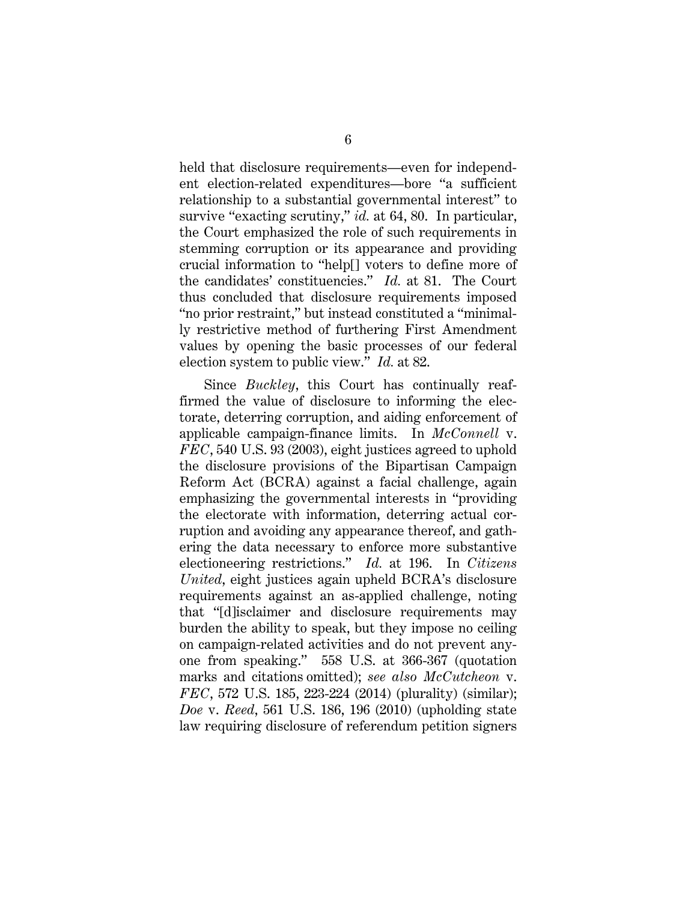held that disclosure requirements—even for independent election-related expenditures—bore "a sufficient relationship to a substantial governmental interest" to survive "exacting scrutiny," *id.* at 64, 80. In particular, the Court emphasized the role of such requirements in stemming corruption or its appearance and providing crucial information to "help[] voters to define more of the candidates' constituencies." *Id.* at 81. The Court thus concluded that disclosure requirements imposed "no prior restraint," but instead constituted a "minimally restrictive method of furthering First Amendment values by opening the basic processes of our federal election system to public view." *Id.* at 82.

Since *Buckley*, this Court has continually reaffirmed the value of disclosure to informing the electorate, deterring corruption, and aiding enforcement of applicable campaign-finance limits. In *McConnell* v. *FEC*, 540 U.S. 93 (2003), eight justices agreed to uphold the disclosure provisions of the Bipartisan Campaign Reform Act (BCRA) against a facial challenge, again emphasizing the governmental interests in "providing the electorate with information, deterring actual corruption and avoiding any appearance thereof, and gathering the data necessary to enforce more substantive electioneering restrictions." *Id.* at 196. In *Citizens United*, eight justices again upheld BCRA's disclosure requirements against an as-applied challenge, noting that "[d]isclaimer and disclosure requirements may burden the ability to speak, but they impose no ceiling on campaign-related activities and do not prevent anyone from speaking." 558 U.S. at 366-367 (quotation marks and citations omitted); *see also McCutcheon* v. *FEC*, 572 U.S. 185, 223-224 (2014) (plurality) (similar); *Doe* v. *Reed*, 561 U.S. 186, 196 (2010) (upholding state law requiring disclosure of referendum petition signers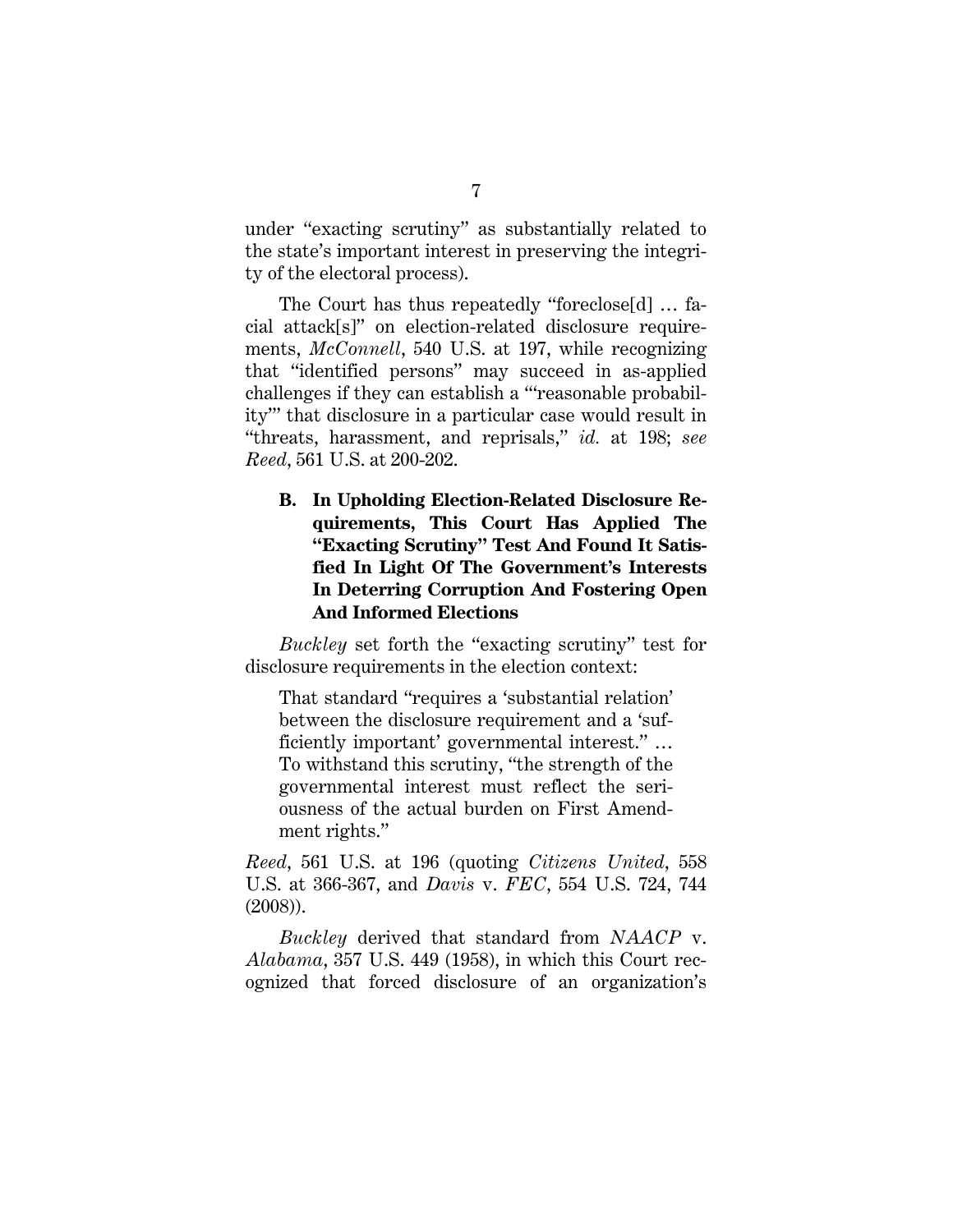under "exacting scrutiny" as substantially related to the state's important interest in preserving the integrity of the electoral process).

The Court has thus repeatedly "foreclose[d] … facial attack[s]" on election-related disclosure requirements, *McConnell*, 540 U.S. at 197, while recognizing that "identified persons" may succeed in as-applied challenges if they can establish a "'reasonable probability'" that disclosure in a particular case would result in "threats, harassment, and reprisals," *id.* at 198; *see Reed*, 561 U.S. at 200-202.

### B. In Upholding Election-Related Disclosure Requirements, This Court Has Applied The "Exacting Scrutiny" Test And Found It Satisfied In Light Of The Government's Interests In Deterring Corruption And Fostering Open And Informed Elections

*Buckley* set forth the "exacting scrutiny" test for disclosure requirements in the election context:

> That standard "requires a 'substantial relation' between the disclosure requirement and a 'sufficiently important' governmental interest." … To withstand this scrutiny, "the strength of the governmental interest must reflect the seriousness of the actual burden on First Amendment rights."

*Reed*, 561 U.S. at 196 (quoting *Citizens United*, 558 U.S. at 366-367, and *Davis* v. *FEC*, 554 U.S. 724, 744 (2008)).

*Buckley* derived that standard from *NAACP* v. *Alabama*, 357 U.S. 449 (1958), in which this Court recognized that forced disclosure of an organization's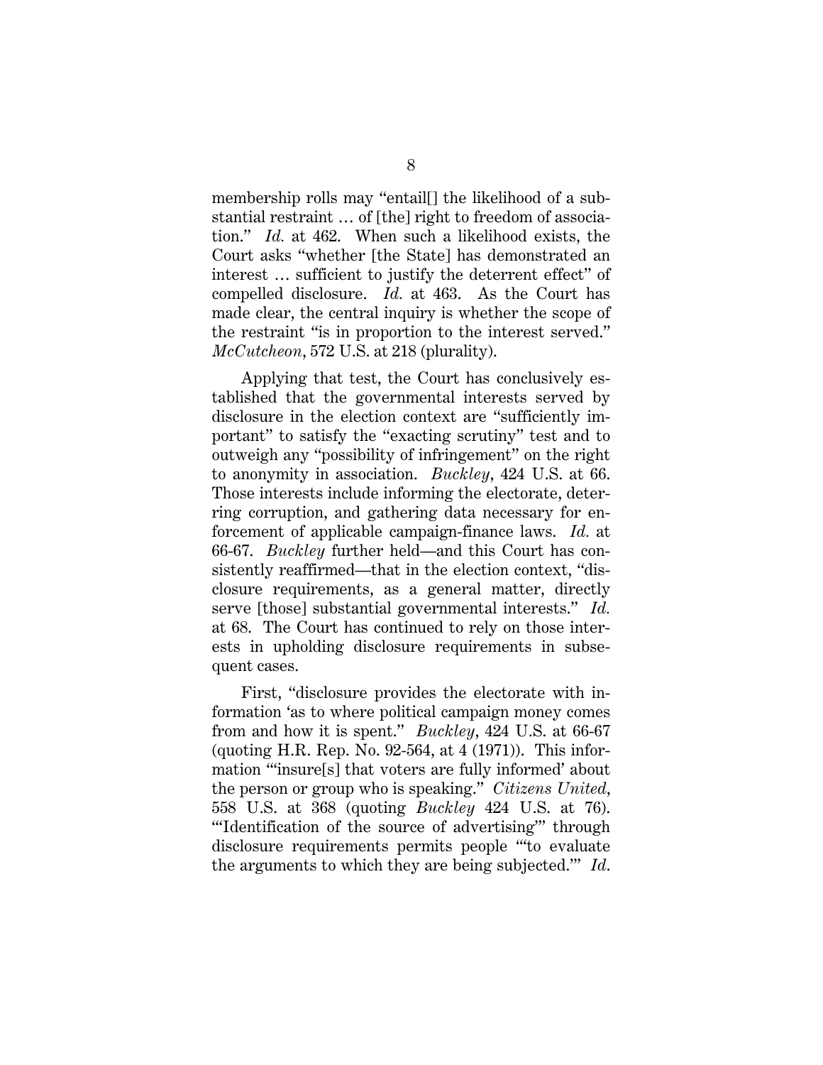membership rolls may "entail[] the likelihood of a substantial restraint … of [the] right to freedom of association." *Id.* at 462. When such a likelihood exists, the Court asks "whether [the State] has demonstrated an interest … sufficient to justify the deterrent effect" of compelled disclosure. *Id.* at 463. As the Court has made clear, the central inquiry is whether the scope of the restraint "is in proportion to the interest served." *McCutcheon*, 572 U.S. at 218 (plurality).

Applying that test, the Court has conclusively established that the governmental interests served by disclosure in the election context are "sufficiently important" to satisfy the "exacting scrutiny" test and to outweigh any "possibility of infringement" on the right to anonymity in association. *Buckley*, 424 U.S. at 66. Those interests include informing the electorate, deterring corruption, and gathering data necessary for enforcement of applicable campaign-finance laws. *Id.* at 66-67. *Buckley* further held—and this Court has consistently reaffirmed—that in the election context, "disclosure requirements, as a general matter, directly serve [those] substantial governmental interests." *Id.* at 68. The Court has continued to rely on those interests in upholding disclosure requirements in subsequent cases.

First, "disclosure provides the electorate with information 'as to where political campaign money comes from and how it is spent." *Buckley*, 424 U.S. at 66-67 (quoting H.R. Rep. No. 92-564, at 4 (1971)). This information "'insure[s] that voters are fully informed' about the person or group who is speaking." *Citizens United*, 558 U.S. at 368 (quoting *Buckley* 424 U.S. at 76). "'Identification of the source of advertising'" through disclosure requirements permits people "'to evaluate the arguments to which they are being subjected.'" *Id*.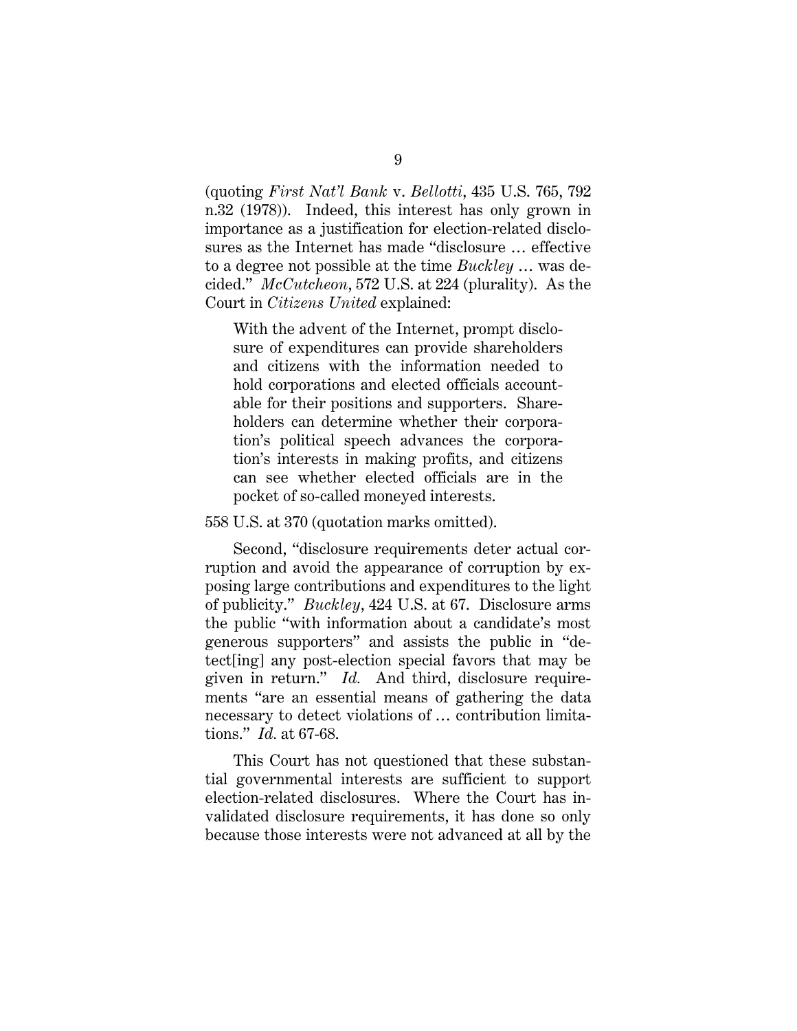(quoting *First Nat'l Bank* v. *Bellotti*, 435 U.S. 765, 792 n.32 (1978)). Indeed, this interest has only grown in importance as a justification for election-related disclosures as the Internet has made "disclosure … effective to a degree not possible at the time *Buckley* … was decided." *McCutcheon*, 572 U.S. at 224 (plurality). As the Court in *Citizens United* explained:

> With the advent of the Internet, prompt disclosure of expenditures can provide shareholders and citizens with the information needed to hold corporations and elected officials accountable for their positions and supporters. Shareholders can determine whether their corporation's political speech advances the corporation's interests in making profits, and citizens can see whether elected officials are in the pocket of so-called moneyed interests.

558 U.S. at 370 (quotation marks omitted).

Second, "disclosure requirements deter actual corruption and avoid the appearance of corruption by exposing large contributions and expenditures to the light of publicity." *Buckley*, 424 U.S. at 67. Disclosure arms the public "with information about a candidate's most generous supporters" and assists the public in "detect[ing] any post-election special favors that may be given in return." *Id.* And third, disclosure requirements "are an essential means of gathering the data necessary to detect violations of … contribution limitations." *Id.* at 67-68.

This Court has not questioned that these substantial governmental interests are sufficient to support election-related disclosures. Where the Court has invalidated disclosure requirements, it has done so only because those interests were not advanced at all by the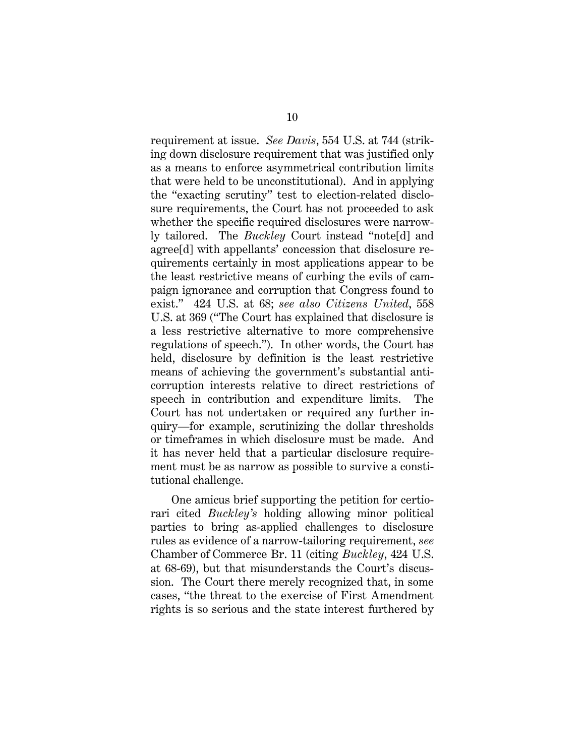requirement at issue. *See Davis*, 554 U.S. at 744 (striking down disclosure requirement that was justified only as a means to enforce asymmetrical contribution limits that were held to be unconstitutional). And in applying the "exacting scrutiny" test to election-related disclosure requirements, the Court has not proceeded to ask whether the specific required disclosures were narrowly tailored. The *Buckley* Court instead "note[d] and agree[d] with appellants' concession that disclosure requirements certainly in most applications appear to be the least restrictive means of curbing the evils of campaign ignorance and corruption that Congress found to exist." 424 U.S. at 68; *see also Citizens United*, 558 U.S. at 369 ("The Court has explained that disclosure is a less restrictive alternative to more comprehensive regulations of speech."). In other words, the Court has held, disclosure by definition is the least restrictive means of achieving the government's substantial anti-corruption interests relative to direct restrictions of speech in contribution and expenditure limits. The Court has not undertaken or required any further inquiry—for example, scrutinizing the dollar thresholds or timeframes in which disclosure must be made. And it has never held that a particular disclosure requirement must be as narrow as possible to survive a constitutional challenge.

One amicus brief supporting the petition for certiorari cited *Buckley's* holding allowing minor political parties to bring as-applied challenges to disclosure rules as evidence of a narrow-tailoring requirement, *see* Chamber of Commerce Br. 11 (citing *Buckley*, 424 U.S. at 68-69), but that misunderstands the Court's discussion. The Court there merely recognized that, in some cases, "the threat to the exercise of First Amendment rights is so serious and the state interest furthered by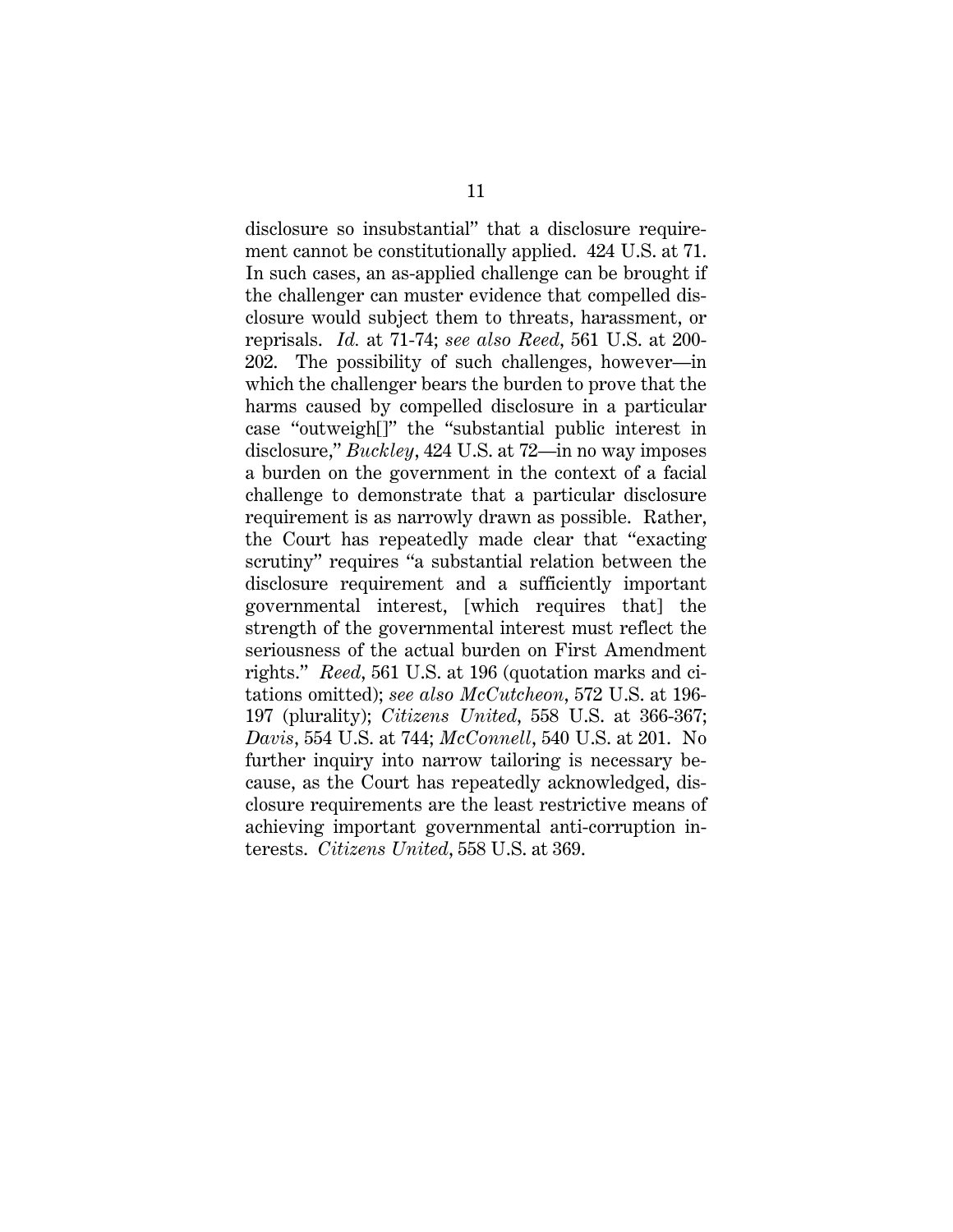disclosure so insubstantial" that a disclosure requirement cannot be constitutionally applied. 424 U.S. at 71. In such cases, an as-applied challenge can be brought if the challenger can muster evidence that compelled disclosure would subject them to threats, harassment, or reprisals. *Id.* at 71-74; *see also Reed*, 561 U.S. at 200-202. The possibility of such challenges, however—in which the challenger bears the burden to prove that the harms caused by compelled disclosure in a particular case "outweigh[]" the "substantial public interest in disclosure," *Buckley*, 424 U.S. at 72—in no way imposes a burden on the government in the context of a facial challenge to demonstrate that a particular disclosure requirement is as narrowly drawn as possible. Rather, the Court has repeatedly made clear that "exacting scrutiny" requires "a substantial relation between the disclosure requirement and a sufficiently important governmental interest, [which requires that] the strength of the governmental interest must reflect the seriousness of the actual burden on First Amendment rights." *Reed*, 561 U.S. at 196 (quotation marks and citations omitted); *see also McCutcheon*, 572 U.S. at 196-197 (plurality); *Citizens United*, 558 U.S. at 366-367; *Davis*, 554 U.S. at 744; *McConnell*, 540 U.S. at 201. No further inquiry into narrow tailoring is necessary because, as the Court has repeatedly acknowledged, disclosure requirements are the least restrictive means of achieving important governmental anti-corruption interests. *Citizens United*, 558 U.S. at 369.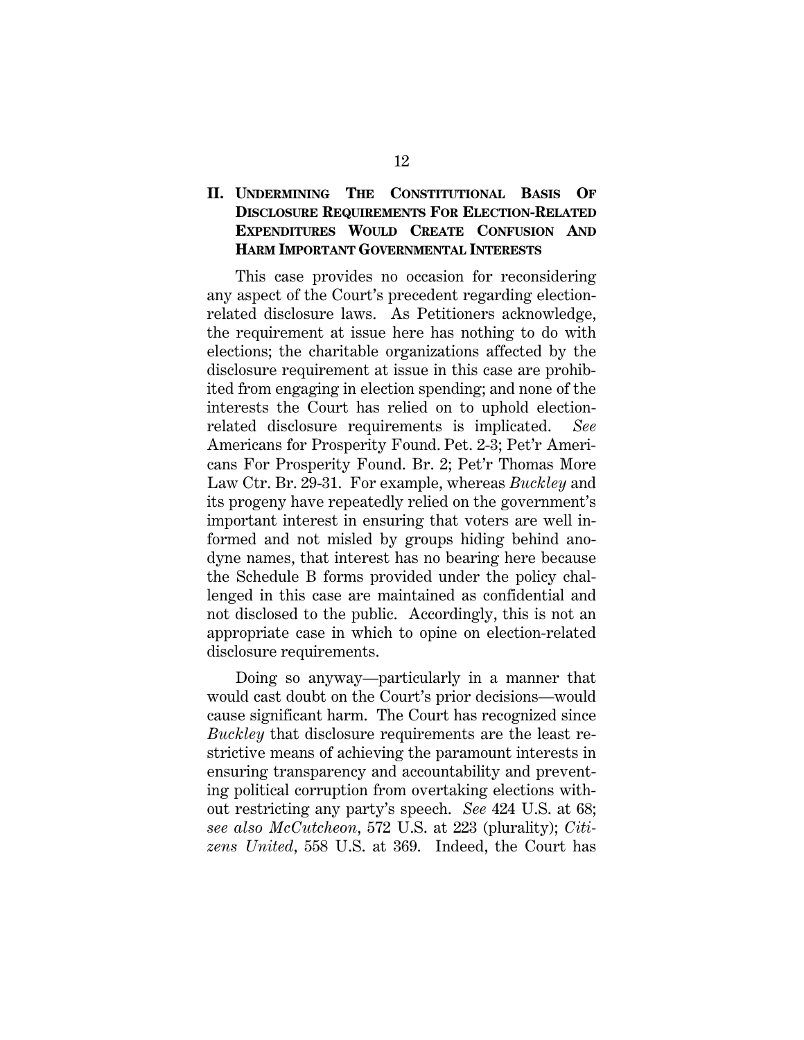## II. UNDERMINING THE CONSTITUTIONAL BASIS OF DISCLOSURE REQUIREMENTS FOR ELECTION-RELATED EXPENDITURES WOULD CREATE CONFUSION AND HARM IMPORTANT GOVERNMENTAL INTERESTS

This case provides no occasion for reconsidering any aspect of the Court's precedent regarding election-related disclosure laws. As Petitioners acknowledge, the requirement at issue here has nothing to do with elections; the charitable organizations affected by the disclosure requirement at issue in this case are prohibited from engaging in election spending; and none of the interests the Court has relied on to uphold election-related disclosure requirements is implicated. *See* Americans for Prosperity Found. Pet. 2-3; Pet'r Americans For Prosperity Found. Br. 2; Pet'r Thomas More Law Ctr. Br. 29-31. For example, whereas *Buckley* and its progeny have repeatedly relied on the government's important interest in ensuring that voters are well informed and not misled by groups hiding behind anodyne names, that interest has no bearing here because the Schedule B forms provided under the policy challenged in this case are maintained as confidential and not disclosed to the public. Accordingly, this is not an appropriate case in which to opine on election-related disclosure requirements.

Doing so anyway—particularly in a manner that would cast doubt on the Court's prior decisions—would cause significant harm. The Court has recognized since *Buckley* that disclosure requirements are the least restrictive means of achieving the paramount interests in ensuring transparency and accountability and preventing political corruption from overtaking elections without restricting any party's speech. *See* 424 U.S. at 68; *see also McCutcheon*, 572 U.S. at 223 (plurality); *Citizens United*, 558 U.S. at 369. Indeed, the Court has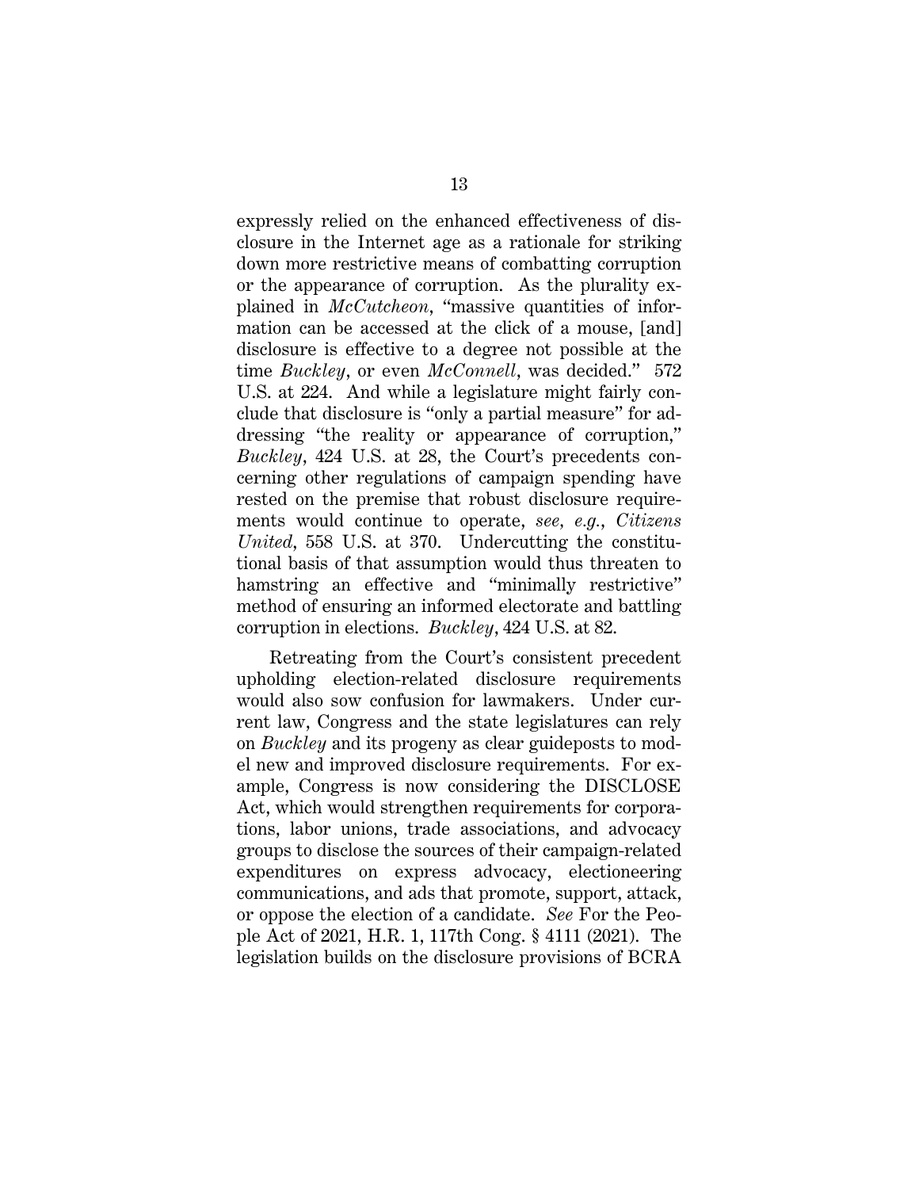expressly relied on the enhanced effectiveness of disclosure in the Internet age as a rationale for striking down more restrictive means of combatting corruption or the appearance of corruption. As the plurality explained in *McCutcheon*, "massive quantities of information can be accessed at the click of a mouse, [and] disclosure is effective to a degree not possible at the time *Buckley*, or even *McConnell*, was decided." 572 U.S. at 224. And while a legislature might fairly conclude that disclosure is "only a partial measure" for addressing "the reality or appearance of corruption," *Buckley*, 424 U.S. at 28, the Court's precedents concerning other regulations of campaign spending have rested on the premise that robust disclosure requirements would continue to operate, *see, e.g.*, *Citizens United*, 558 U.S. at 370. Undercutting the constitutional basis of that assumption would thus threaten to hamstring an effective and "minimally restrictive" method of ensuring an informed electorate and battling corruption in elections. *Buckley*, 424 U.S. at 82.

Retreating from the Court's consistent precedent upholding election-related disclosure requirements would also sow confusion for lawmakers. Under current law, Congress and the state legislatures can rely on *Buckley* and its progeny as clear guideposts to model new and improved disclosure requirements. For example, Congress is now considering the DISCLOSE Act, which would strengthen requirements for corporations, labor unions, trade associations, and advocacy groups to disclose the sources of their campaign-related expenditures on express advocacy, electioneering communications, and ads that promote, support, attack, or oppose the election of a candidate. *See* For the People Act of 2021, H.R. 1, 117th Cong. § 4111 (2021). The legislation builds on the disclosure provisions of BCRA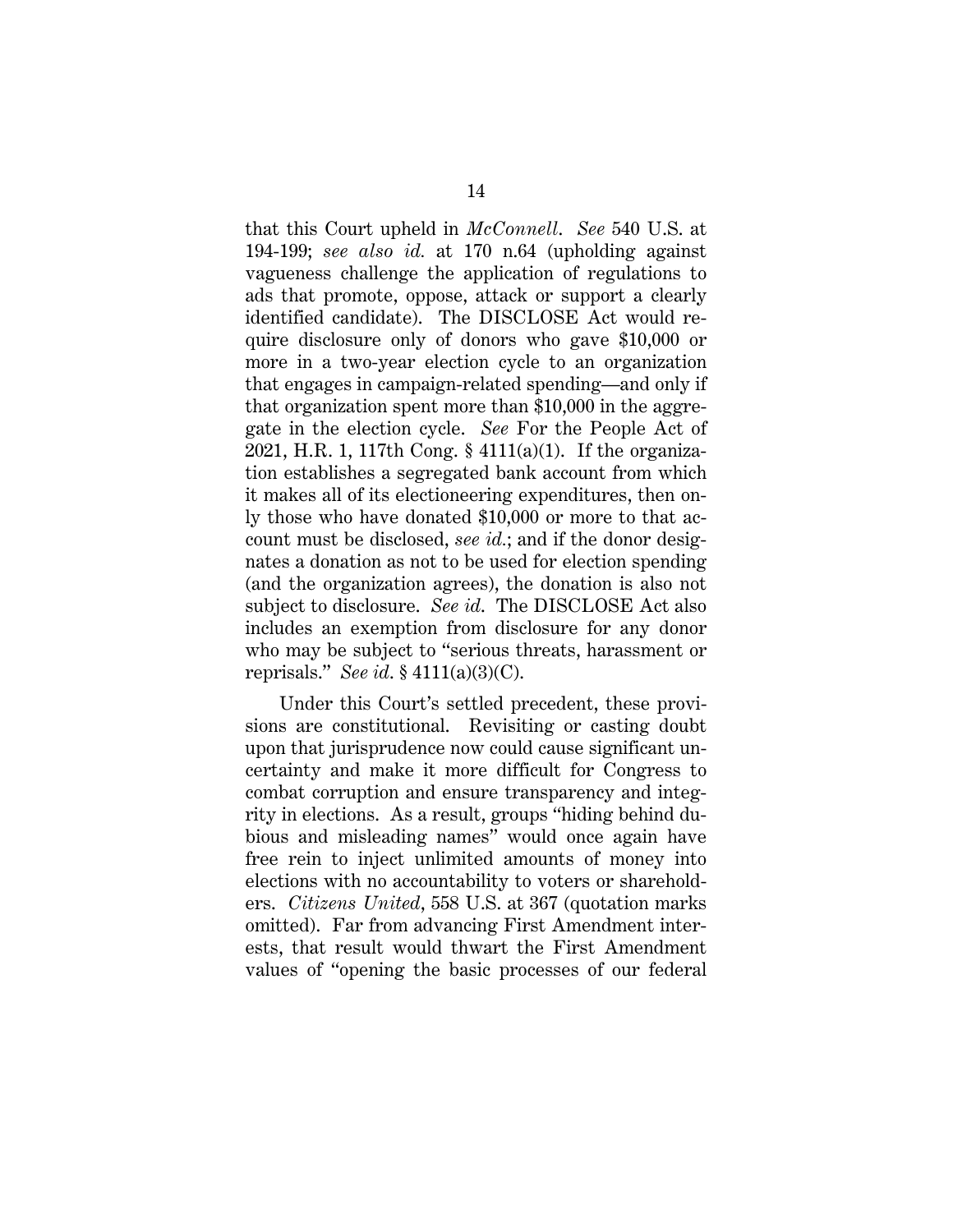that this Court upheld in *McConnell*. *See* 540 U.S. at 194-199; *see also id.* at 170 n.64 (upholding against vagueness challenge the application of regulations to ads that promote, oppose, attack or support a clearly identified candidate). The DISCLOSE Act would require disclosure only of donors who gave $10,000 or more in a two-year election cycle to an organization that engages in campaign-related spending—and only if that organization spent more than $10,000 in the aggregate in the election cycle. *See* For the People Act of 2021, H.R. 1, 117th Cong. § 4111(a)(1). If the organization establishes a segregated bank account from which it makes all of its electioneering expenditures, then only those who have donated $10,000 or more to that account must be disclosed, *see id.*; and if the donor designates a donation as not to be used for election spending (and the organization agrees), the donation is also not subject to disclosure. *See id.* The DISCLOSE Act also includes an exemption from disclosure for any donor who may be subject to "serious threats, harassment or reprisals." *See id.* § 4111(a)(3)(C).

Under this Court's settled precedent, these provisions are constitutional. Revisiting or casting doubt upon that jurisprudence now could cause significant uncertainty and make it more difficult for Congress to combat corruption and ensure transparency and integrity in elections. As a result, groups "hiding behind dubious and misleading names" would once again have free rein to inject unlimited amounts of money into elections with no accountability to voters or shareholders. *Citizens United*, 558 U.S. at 367 (quotation marks omitted). Far from advancing First Amendment interests, that result would thwart the First Amendment values of "opening the basic processes of our federal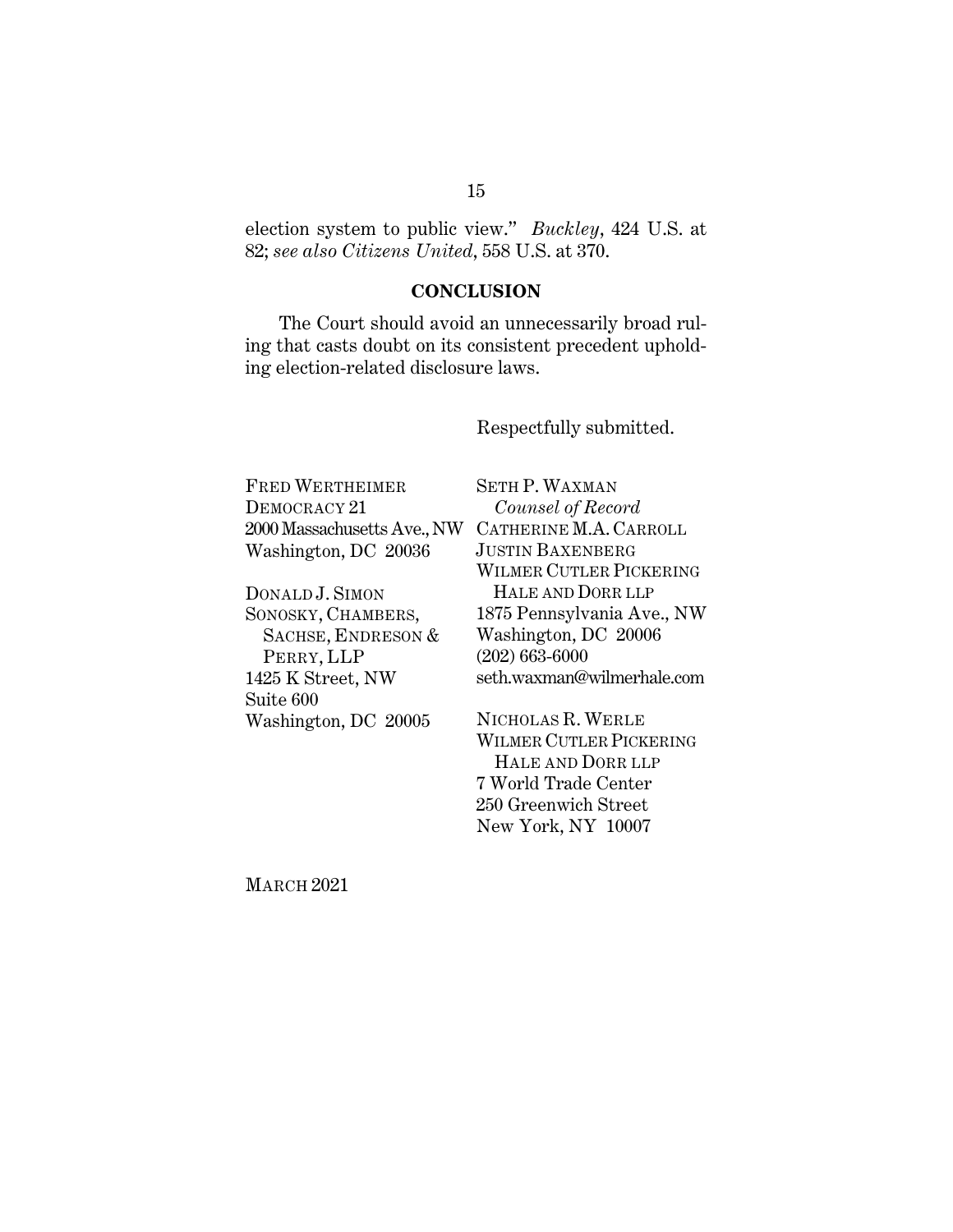election system to public view." *Buckley*, 424 U.S. at 82; *see also Citizens United*, 558 U.S. at 370.

## CONCLUSION

The Court should avoid an unnecessarily broad ruling that casts doubt on its consistent precedent upholding election-related disclosure laws.

Respectfully submitted.

FRED WERTHEIMER
DEMOCRACY 21
2000 Massachusetts Ave., NW
Washington, DC 20036

DONALD J. SIMON
SONOSKY, CHAMBERS,
SACHSE, ENDRESON &
PERRY, LLP
1425 K Street, NW
Suite 600
Washington, DC 20005

SETH P. WAXMAN
*Counsel of Record*
CATHERINE M.A. CARROLL
JUSTIN BAXENBERG
WILMER CUTLER PICKERING
HALE AND DORR LLP
1875 Pennsylvania Ave., NW
Washington, DC 20006
(202) 663-6000
seth.waxman@wilmerhale.com

NICHOLAS R. WERLE
WILMER CUTLER PICKERING
HALE AND DORR LLP
7 World Trade Center
250 Greenwich Street
New York, NY 10007

MARCH 2021